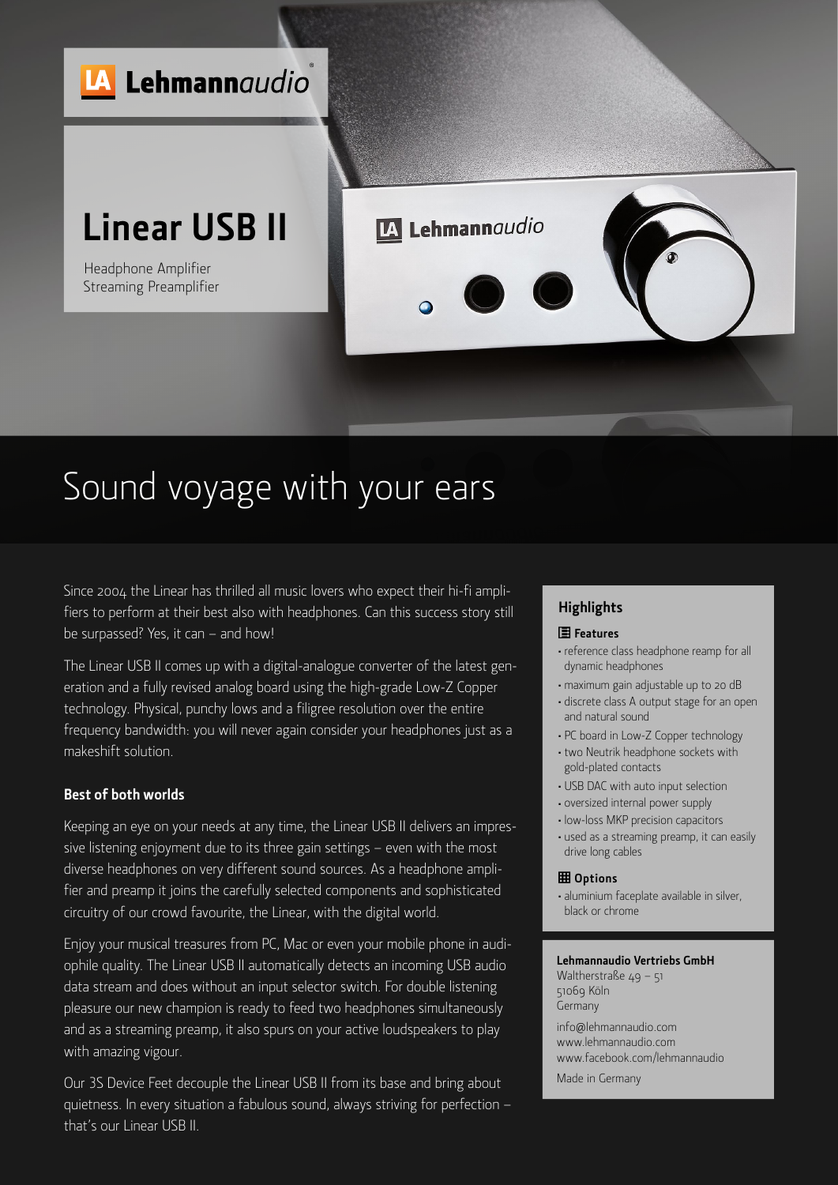Lehmannaudio

# Linear USB II

Headphone Amplifier
Streaming Preamplifier

## Sound voyage with your ears

Since 2004 the Linear has thrilled all music lovers who expect their hi-fi amplifiers to perform at their best also with headphones. Can this success story still be surpassed? Yes, it can – and how!

The Linear USB II comes up with a digital-analogue converter of the latest generation and a fully revised analog board using the high-grade Low-Z Copper technology. Physical, punchy lows and a filigree resolution over the entire frequency bandwidth: you will never again consider your headphones just as a makeshift solution.

### Best of both worlds

Keeping an eye on your needs at any time, the Linear USB II delivers an impressive listening enjoyment due to its three gain settings – even with the most diverse headphones on very different sound sources. As a headphone amplifier and preamp it joins the carefully selected components and sophisticated circuitry of our crowd favourite, the Linear, with the digital world.

Enjoy your musical treasures from PC, Mac or even your mobile phone in audiophile quality. The Linear USB II automatically detects an incoming USB audio data stream and does without an input selector switch. For double listening pleasure our new champion is ready to feed two headphones simultaneously and as a streaming preamp, it also spurs on your active loudspeakers to play with amazing vigour.

Our 3S Device Feet decouple the Linear USB II from its base and bring about quietness. In every situation a fabulous sound, always striving for perfection – that's our Linear USB II.

### Highlights

#### Features

- reference class headphone reamp for all dynamic headphones
- maximum gain adjustable up to 20 dB
- discrete class A output stage for an open and natural sound
- PC board in Low-Z Copper technology
- two Neutrik headphone sockets with gold-plated contacts
- USB DAC with auto input selection
- oversized internal power supply
- low-loss MKP precision capacitors
- used as a streaming preamp, it can easily drive long cables

#### Options

- aluminium faceplate available in silver, black or chrome

**Lehmannaudio Vertriebs GmbH**
Waltherstraße 49 – 51
51069 Köln
Germany

info@lehmannaudio.com
www.lehmannaudio.com
www.facebook.com/lehmannaudio

Made in Germany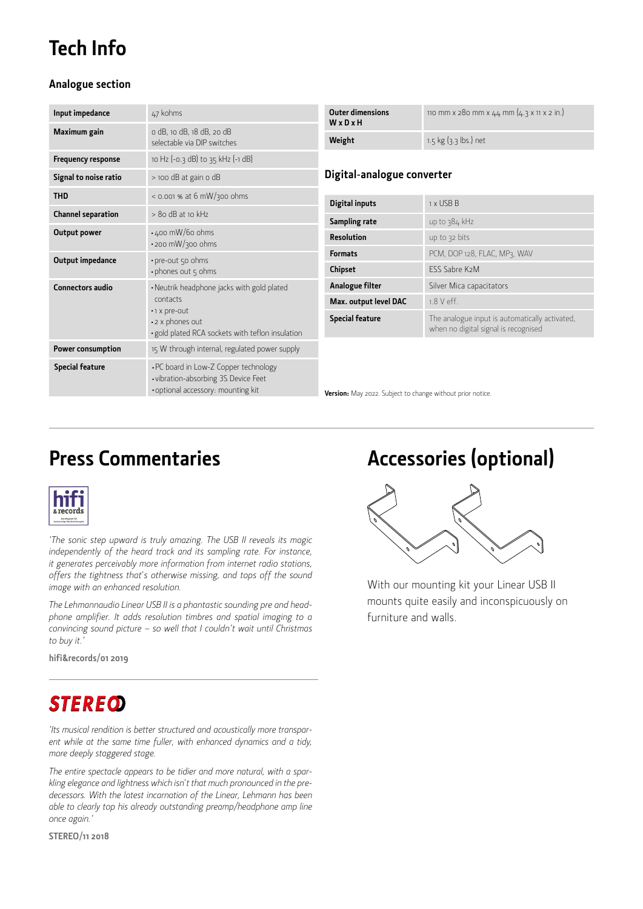# Tech Info

### Analogue section

| | |
|---|---|
| **Input impedance** | 47 kohms |
| **Maximum gain** | 0 dB, 10 dB, 18 dB, 20 dB selectable via DIP switches |
| **Frequency response** | 10 Hz (-0.3 dB) to 35 kHz (-1 dB) |
| **Signal to noise ratio** | > 100 dB at gain 0 dB |
| **THD** | < 0.001 % at 6 mW/300 ohms |
| **Channel separation** | > 80 dB at 10 kHz |
| **Output power** | • 400 mW/60 ohms<br>• 200 mW/300 ohms |
| **Output impedance** | • pre-out 50 ohms<br>• phones out 5 ohms |
| **Connectors audio** | • Neutrik headphone jacks with gold plated contacts<br>• 1 x pre-out<br>• 2 x phones out<br>• gold plated RCA sockets with teflon insulation |
| **Power consumption** | 15 W through internal, regulated power supply |
| **Special feature** | • PC board in Low-Z Copper technology<br>• vibration-absorbing 3S Device Feet<br>• optional accessory: mounting kit |

| | |
|---|---|
| **Outer dimensions W x D x H** | 110 mm x 280 mm x 44 mm (4.3 x 11 x 2 in.) |
| **Weight** | 1.5 kg (3.3 lbs.) net |

### Digital-analogue converter

| | |
|---|---|
| **Digital inputs** | 1 x USB B |
| **Sampling rate** | up to 384 kHz |
| **Resolution** | up to 32 bits |
| **Formats** | PCM, DOP 128, FLAC, MP3, WAV |
| **Chipset** | ESS Sabre K2M |
| **Analogue filter** | Silver Mica capacitators |
| **Max. output level DAC** | 1.8 V eff. |
| **Special feature** | The analogue input is automatically activated, when no digital signal is recognised |

**Version:** May 2022. Subject to change without prior notice.

# Press Commentaries

hifi & records

*'The sonic step upward is truly amazing. The USB II reveals its magic independently of the heard track and its sampling rate. For instance, it generates perceivably more information from internet radio stations, offers the tightness that's otherwise missing, and tops off the sound image with an enhanced resolution.*

*The Lehmannaudio Linear USB II is a phantastic sounding pre and headphone amplifier. It adds resolution timbres and spatial imaging to a convincing sound picture – so well that I couldn't wait until Christmas to buy it.'*

**hifi&records/01 2019**

STEREO

*'Its musical rendition is better structured and acoustically more transparent while at the same time fuller, with enhanced dynamics and a tidy, more deeply staggered stage.*

*The entire spectacle appears to be tidier and more natural, with a sparkling elegance and lightness which isn't that much pronounced in the predecessors. With the latest incarnation of the Linear, Lehmann has been able to clearly top his already outstanding preamp/headphone amp line once again.'*

**STEREO/11 2018**

# Accessories (optional)

With our mounting kit your Linear USB II mounts quite easily and inconspicuously on furniture and walls.